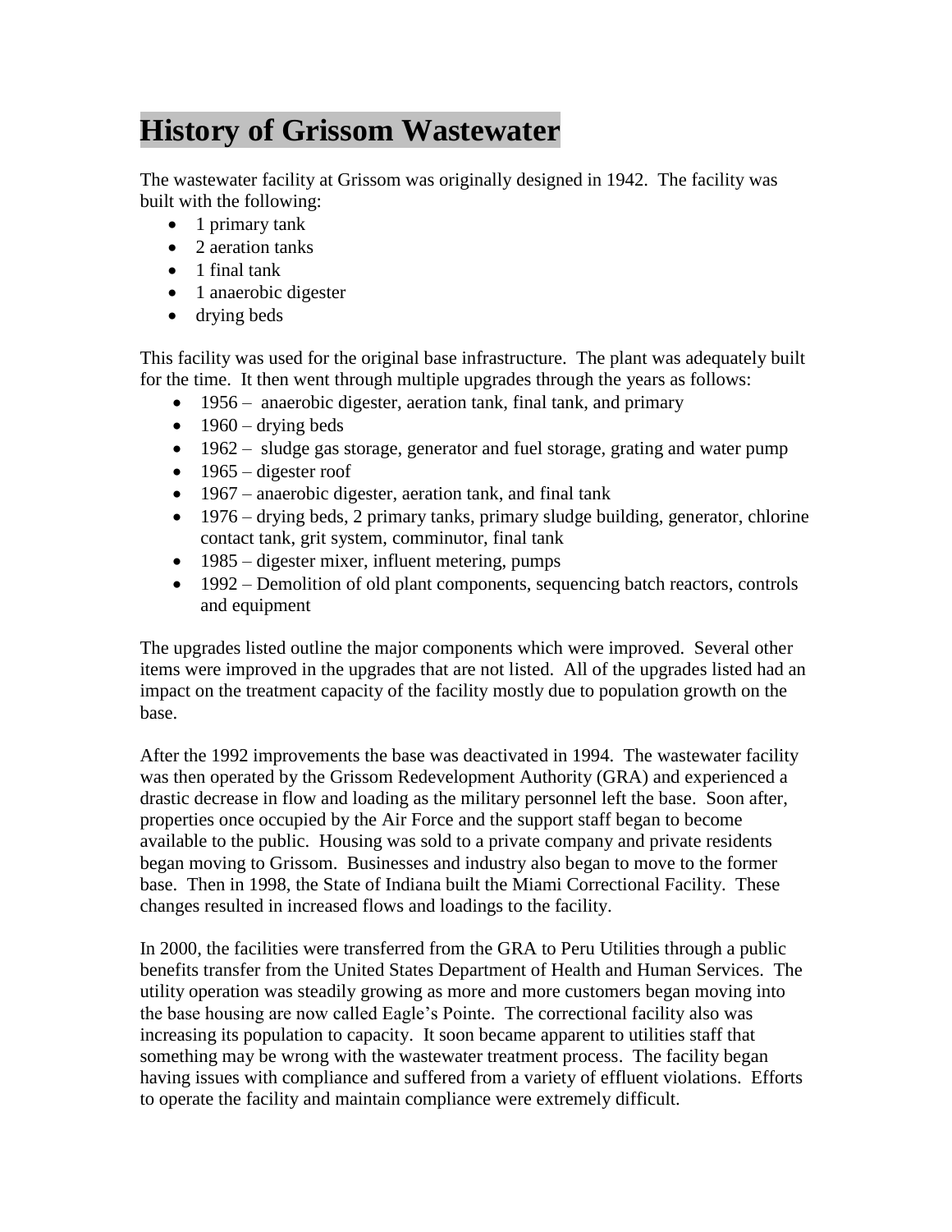# History of Grissom Wastewater

The wastewater facility at Grissom was originally designed in 1942. The facility was built with the following:

- 1 primary tank
- 2 aeration tanks
- 1 final tank
- 1 anaerobic digester
- drying beds

This facility was used for the original base infrastructure. The plant was adequately built for the time. It then went through multiple upgrades through the years as follows:

- 1956 – anaerobic digester, aeration tank, final tank, and primary
- 1960 – drying beds
- 1962 – sludge gas storage, generator and fuel storage, grating and water pump
- 1965 – digester roof
- 1967 – anaerobic digester, aeration tank, and final tank
- 1976 – drying beds, 2 primary tanks, primary sludge building, generator, chlorine contact tank, grit system, comminutor, final tank
- 1985 – digester mixer, influent metering, pumps
- 1992 – Demolition of old plant components, sequencing batch reactors, controls and equipment

The upgrades listed outline the major components which were improved. Several other items were improved in the upgrades that are not listed. All of the upgrades listed had an impact on the treatment capacity of the facility mostly due to population growth on the base.

After the 1992 improvements the base was deactivated in 1994. The wastewater facility was then operated by the Grissom Redevelopment Authority (GRA) and experienced a drastic decrease in flow and loading as the military personnel left the base. Soon after, properties once occupied by the Air Force and the support staff began to become available to the public. Housing was sold to a private company and private residents began moving to Grissom. Businesses and industry also began to move to the former base. Then in 1998, the State of Indiana built the Miami Correctional Facility. These changes resulted in increased flows and loadings to the facility.

In 2000, the facilities were transferred from the GRA to Peru Utilities through a public benefits transfer from the United States Department of Health and Human Services. The utility operation was steadily growing as more and more customers began moving into the base housing are now called Eagle's Pointe. The correctional facility also was increasing its population to capacity. It soon became apparent to utilities staff that something may be wrong with the wastewater treatment process. The facility began having issues with compliance and suffered from a variety of effluent violations. Efforts to operate the facility and maintain compliance were extremely difficult.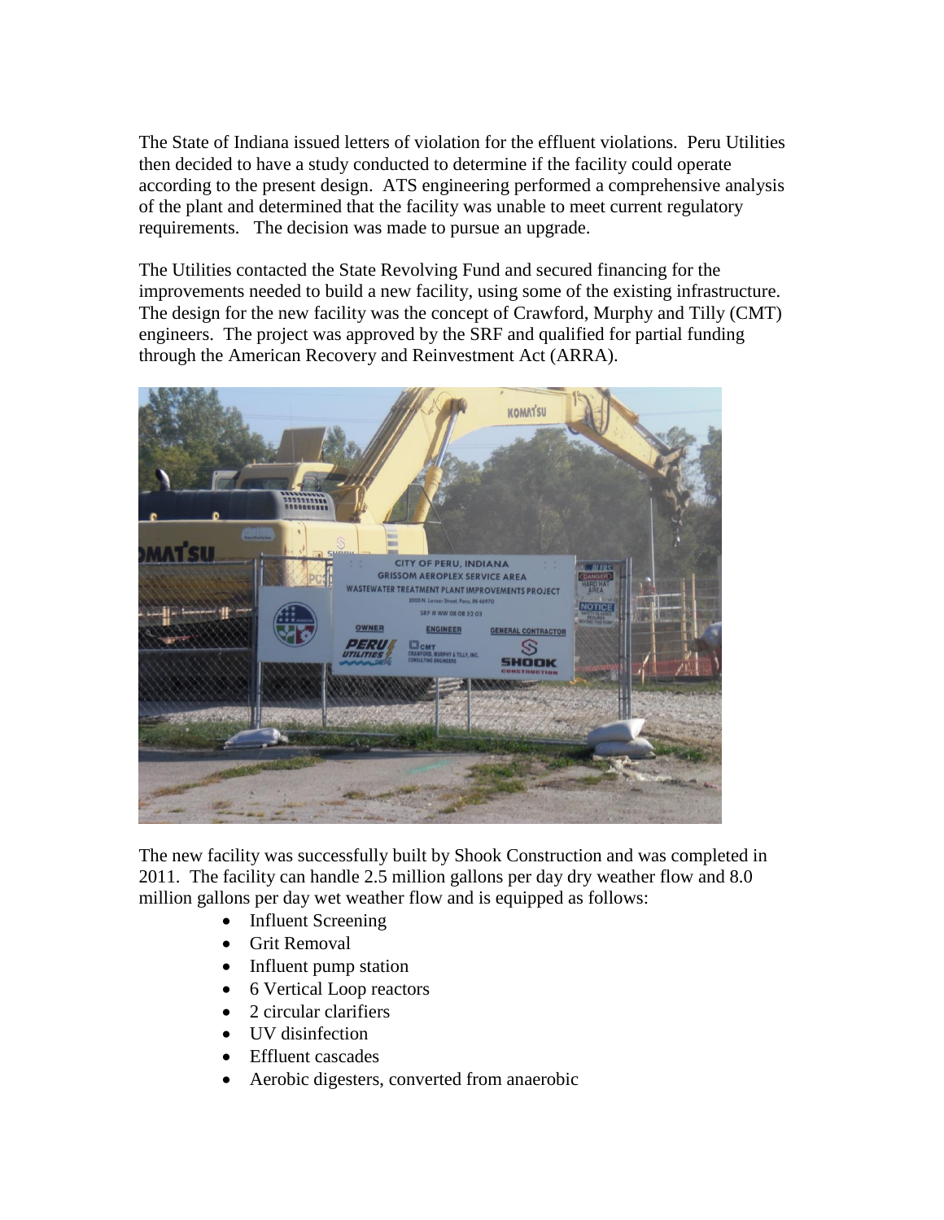The State of Indiana issued letters of violation for the effluent violations. Peru Utilities then decided to have a study conducted to determine if the facility could operate according to the present design. ATS engineering performed a comprehensive analysis of the plant and determined that the facility was unable to meet current regulatory requirements. The decision was made to pursue an upgrade.

The Utilities contacted the State Revolving Fund and secured financing for the improvements needed to build a new facility, using some of the existing infrastructure. The design for the new facility was the concept of Crawford, Murphy and Tilly (CMT) engineers. The project was approved by the SRF and qualified for partial funding through the American Recovery and Reinvestment Act (ARRA).

The new facility was successfully built by Shook Construction and was completed in 2011. The facility can handle 2.5 million gallons per day dry weather flow and 8.0 million gallons per day wet weather flow and is equipped as follows:

- Influent Screening
- Grit Removal
- Influent pump station
- 6 Vertical Loop reactors
- 2 circular clarifiers
- UV disinfection
- Effluent cascades
- Aerobic digesters, converted from anaerobic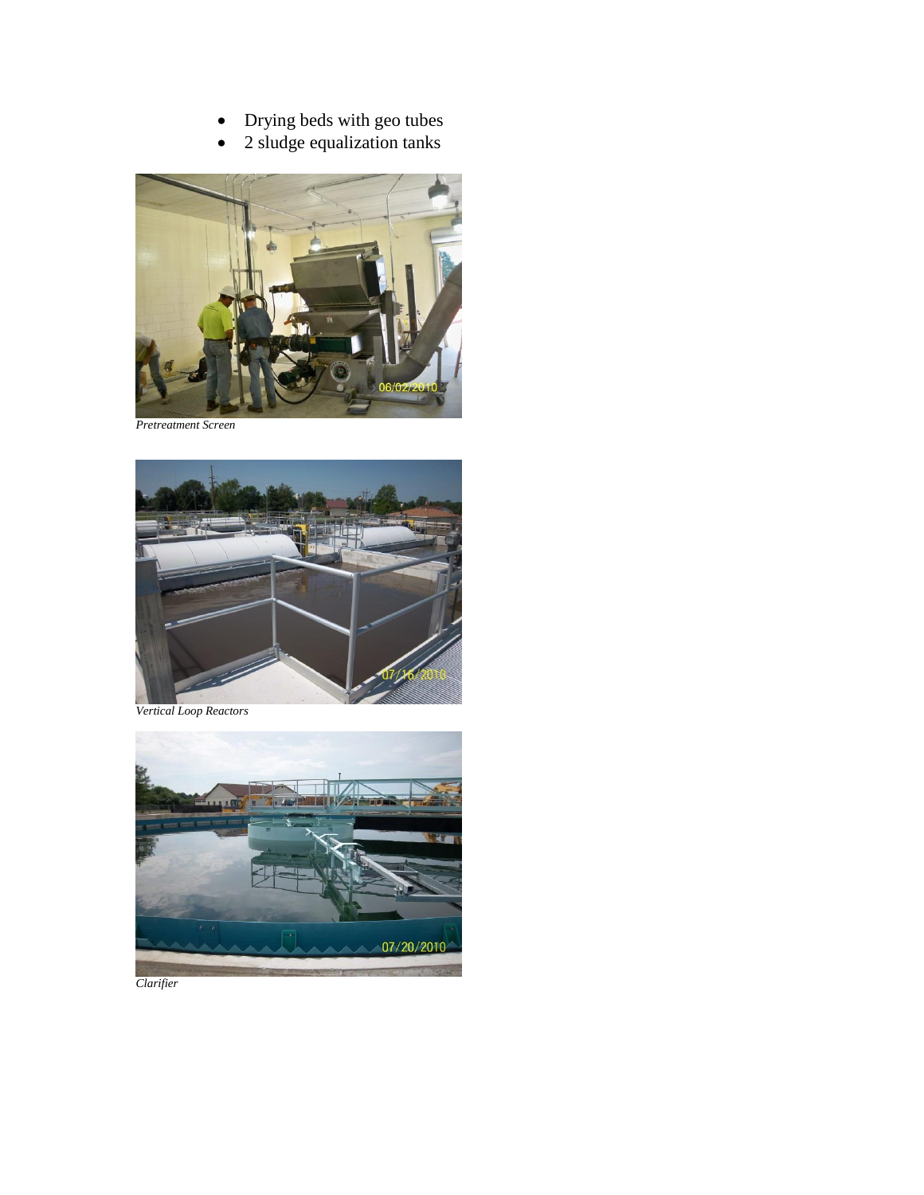- Drying beds with geo tubes
- 2 sludge equalization tanks

*Pretreatment Screen*

*Vertical Loop Reactors*

*Clarifier*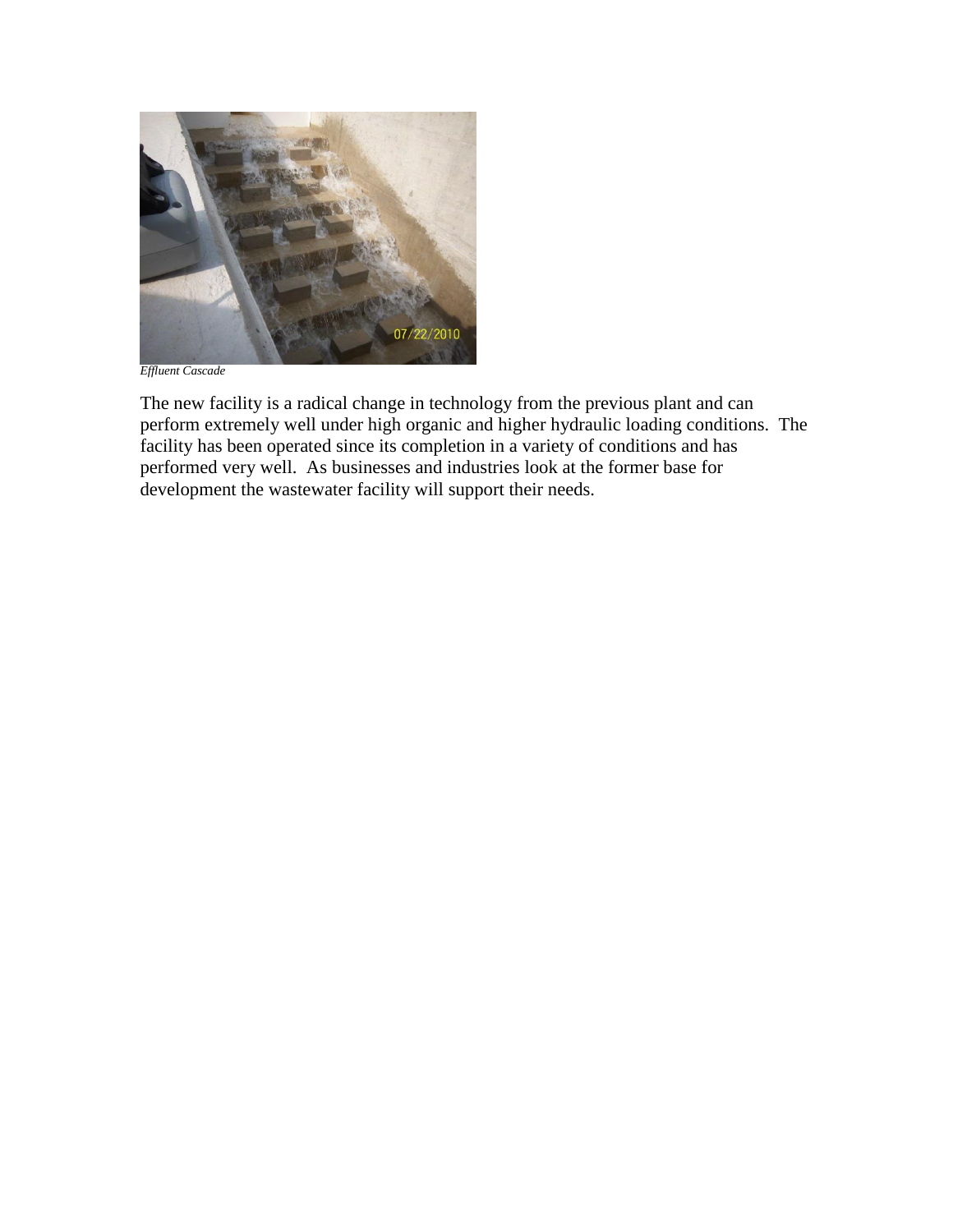*Effluent Cascade*

The new facility is a radical change in technology from the previous plant and can perform extremely well under high organic and higher hydraulic loading conditions. The facility has been operated since its completion in a variety of conditions and has performed very well. As businesses and industries look at the former base for development the wastewater facility will support their needs.